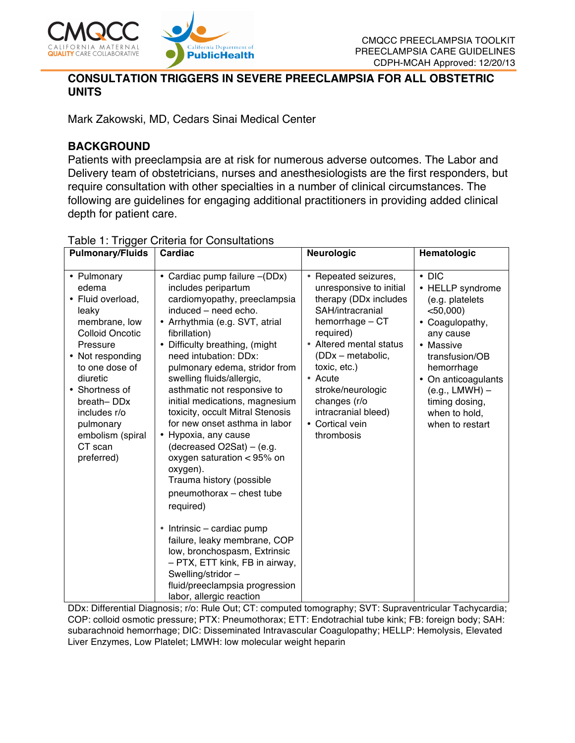## CONSULTATION TRIGGERS IN SEVERE PREECLAMPSIA FOR ALL OBSTETRIC UNITS

Mark Zakowski, MD, Cedars Sinai Medical Center

### BACKGROUND

Patients with preeclampsia are at risk for numerous adverse outcomes. The Labor and Delivery team of obstetricians, nurses and anesthesiologists are the first responders, but require consultation with other specialties in a number of clinical circumstances. The following are guidelines for engaging additional practitioners in providing added clinical depth for patient care.

Table 1: Trigger Criteria for Consultations

| Pulmonary/Fluids | Cardiac | Neurologic | Hematologic |
|---|---|---|---|
| • Pulmonary edema<br>• Fluid overload, leaky membrane, low Colloid Oncotic Pressure<br>• Not responding to one dose of diuretic<br>• Shortness of breath– DDx includes r/o pulmonary embolism (spiral CT scan preferred) | • Cardiac pump failure –(DDx) includes peripartum cardiomyopathy, preeclampsia induced – need echo.<br>• Arrhythmia (e.g. SVT, atrial fibrillation)<br>• Difficulty breathing, (might need intubation: DDx: pulmonary edema, stridor from swelling fluids/allergic, asthmatic not responsive to initial medications, magnesium toxicity, occult Mitral Stenosis for new onset asthma in labor<br>• Hypoxia, any cause (decreased O2Sat) – (e.g. oxygen saturation < 95% on oxygen).<br>Trauma history (possible pneumothorax – chest tube required)<br><br>• Intrinsic – cardiac pump failure, leaky membrane, COP low, bronchospasm, Extrinsic – PTX, ETT kink, FB in airway, Swelling/stridor – fluid/preeclampsia progression labor, allergic reaction | • Repeated seizures, unresponsive to initial therapy (DDx includes SAH/intracranial hemorrhage – CT required)<br>• Altered mental status (DDx – metabolic, toxic, etc.)<br>• Acute stroke/neurologic changes (r/o intracranial bleed)<br>• Cortical vein thrombosis | • DIC<br>• HELLP syndrome (e.g. platelets <50,000)<br>• Coagulopathy, any cause<br>• Massive transfusion/OB hemorrhage<br>• On anticoagulants (e.g., LMWH) – timing dosing, when to hold, when to restart |

DDx: Differential Diagnosis; r/o: Rule Out; CT: computed tomography; SVT: Supraventricular Tachycardia; COP: colloid osmotic pressure; PTX: Pneumothorax; ETT: Endotrachial tube kink; FB: foreign body; SAH: subarachnoid hemorrhage; DIC: Disseminated Intravascular Coagulopathy; HELLP: Hemolysis, Elevated Liver Enzymes, Low Platelet; LMWH: low molecular weight heparin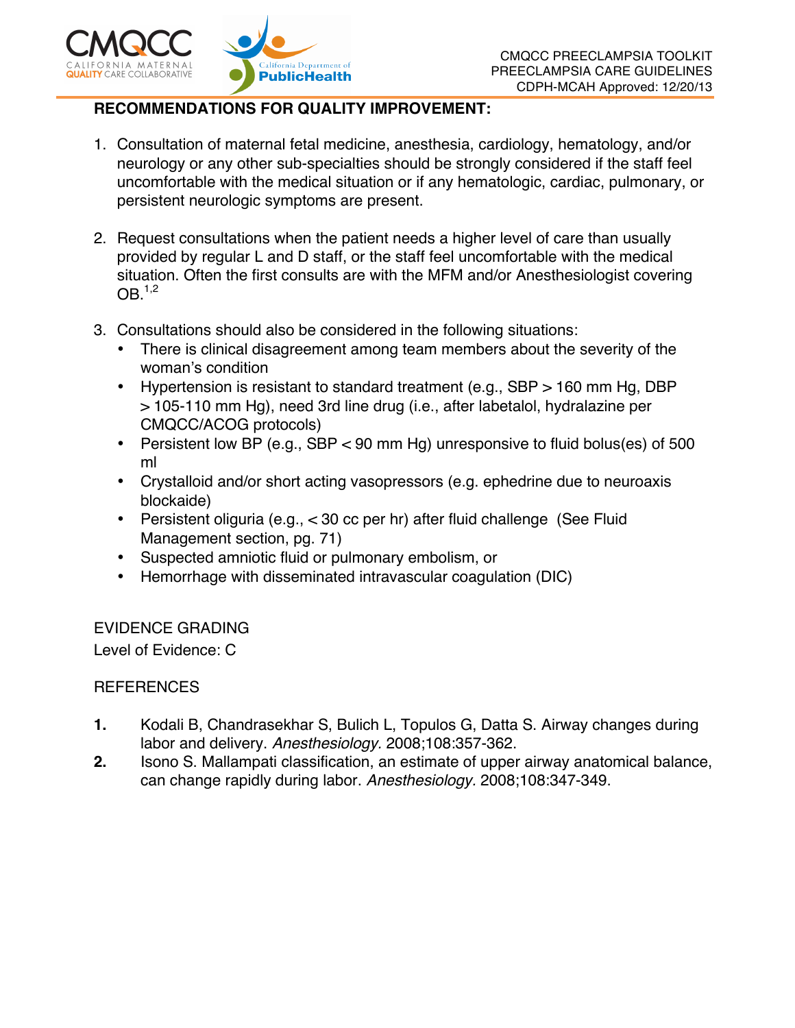**RECOMMENDATIONS FOR QUALITY IMPROVEMENT:**

1. Consultation of maternal fetal medicine, anesthesia, cardiology, hematology, and/or neurology or any other sub-specialties should be strongly considered if the staff feel uncomfortable with the medical situation or if any hematologic, cardiac, pulmonary, or persistent neurologic symptoms are present.

2. Request consultations when the patient needs a higher level of care than usually provided by regular L and D staff, or the staff feel uncomfortable with the medical situation. Often the first consults are with the MFM and/or Anesthesiologist covering OB.[1,2]

3. Consultations should also be considered in the following situations:
   - There is clinical disagreement among team members about the severity of the woman's condition
   - Hypertension is resistant to standard treatment (e.g., SBP > 160 mm Hg, DBP > 105-110 mm Hg), need 3rd line drug (i.e., after labetalol, hydralazine per CMQCC/ACOG protocols)
   - Persistent low BP (e.g., SBP < 90 mm Hg) unresponsive to fluid bolus(es) of 500 ml
   - Crystalloid and/or short acting vasopressors (e.g. ephedrine due to neuroaxis blockaide)
   - Persistent oliguria (e.g., < 30 cc per hr) after fluid challenge (See Fluid Management section, pg. 71)
   - Suspected amniotic fluid or pulmonary embolism, or
   - Hemorrhage with disseminated intravascular coagulation (DIC)

EVIDENCE GRADING

Level of Evidence: C

REFERENCES

1. Kodali B, Chandrasekhar S, Bulich L, Topulos G, Datta S. Airway changes during labor and delivery. *Anesthesiology.* 2008;108:357-362.
2. Isono S. Mallampati classification, an estimate of upper airway anatomical balance, can change rapidly during labor. *Anesthesiology.* 2008;108:347-349.